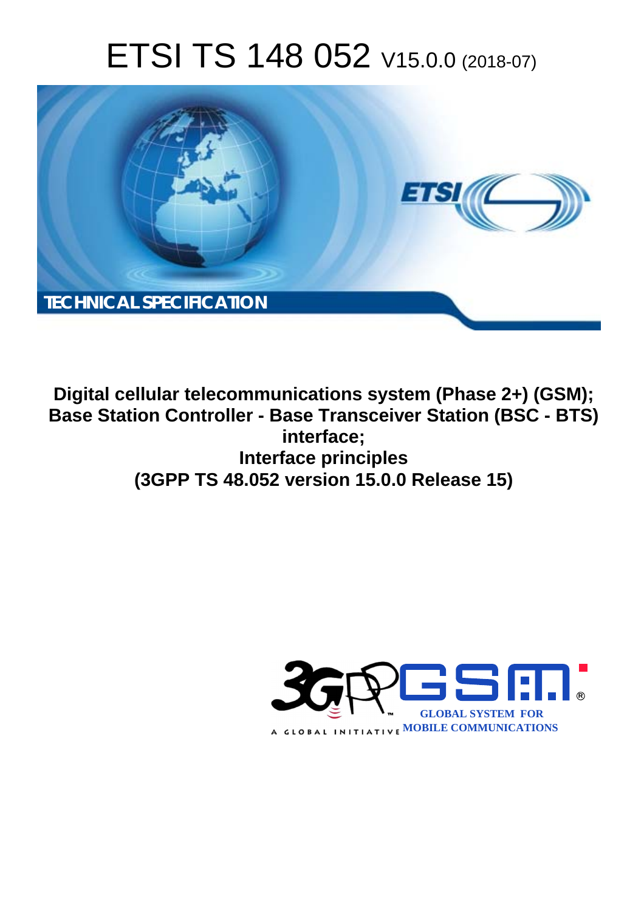# ETSI TS 148 052 V15.0.0 (2018-07)

TECHNICAL SPECIFICATION

**Digital cellular telecommunications system (Phase 2+) (GSM); Base Station Controller - Base Transceiver Station (BSC - BTS) interface; Interface principles (3GPP TS 48.052 version 15.0.0 Release 15)**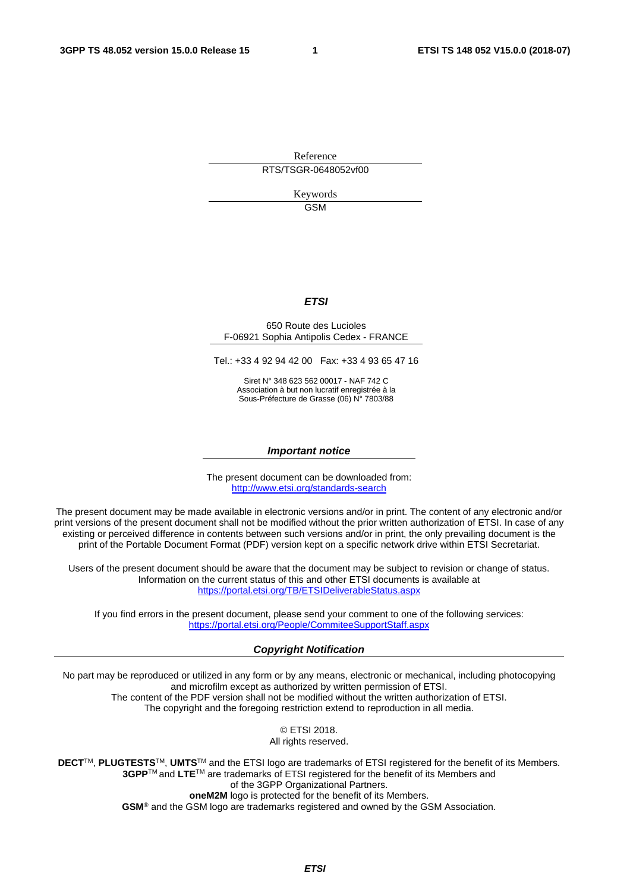Reference

RTS/TSGR-0648052vf00

Keywords

GSM

***ETSI***

650 Route des Lucioles
F-06921 Sophia Antipolis Cedex - FRANCE

Tel.: +33 4 92 94 42 00   Fax: +33 4 93 65 47 16

Siret N° 348 623 562 00017 - NAF 742 C
Association à but non lucratif enregistrée à la
Sous-Préfecture de Grasse (06) N° 7803/88

***Important notice***

The present document can be downloaded from:
http://www.etsi.org/standards-search

The present document may be made available in electronic versions and/or in print. The content of any electronic and/or print versions of the present document shall not be modified without the prior written authorization of ETSI. In case of any existing or perceived difference in contents between such versions and/or in print, the only prevailing document is the print of the Portable Document Format (PDF) version kept on a specific network drive within ETSI Secretariat.

Users of the present document should be aware that the document may be subject to revision or change of status. Information on the current status of this and other ETSI documents is available at
https://portal.etsi.org/TB/ETSIDeliverableStatus.aspx

If you find errors in the present document, please send your comment to one of the following services:
https://portal.etsi.org/People/CommiteeSupportStaff.aspx

***Copyright Notification***

No part may be reproduced or utilized in any form or by any means, electronic or mechanical, including photocopying and microfilm except as authorized by written permission of ETSI.
The content of the PDF version shall not be modified without the written authorization of ETSI.
The copyright and the foregoing restriction extend to reproduction in all media.

© ETSI 2018.
All rights reserved.

**DECT**™, **PLUGTESTS**™, **UMTS**™ and the ETSI logo are trademarks of ETSI registered for the benefit of its Members.
**3GPP**™ and **LTE**™ are trademarks of ETSI registered for the benefit of its Members and of the 3GPP Organizational Partners.
**oneM2M** logo is protected for the benefit of its Members.
**GSM**® and the GSM logo are trademarks registered and owned by the GSM Association.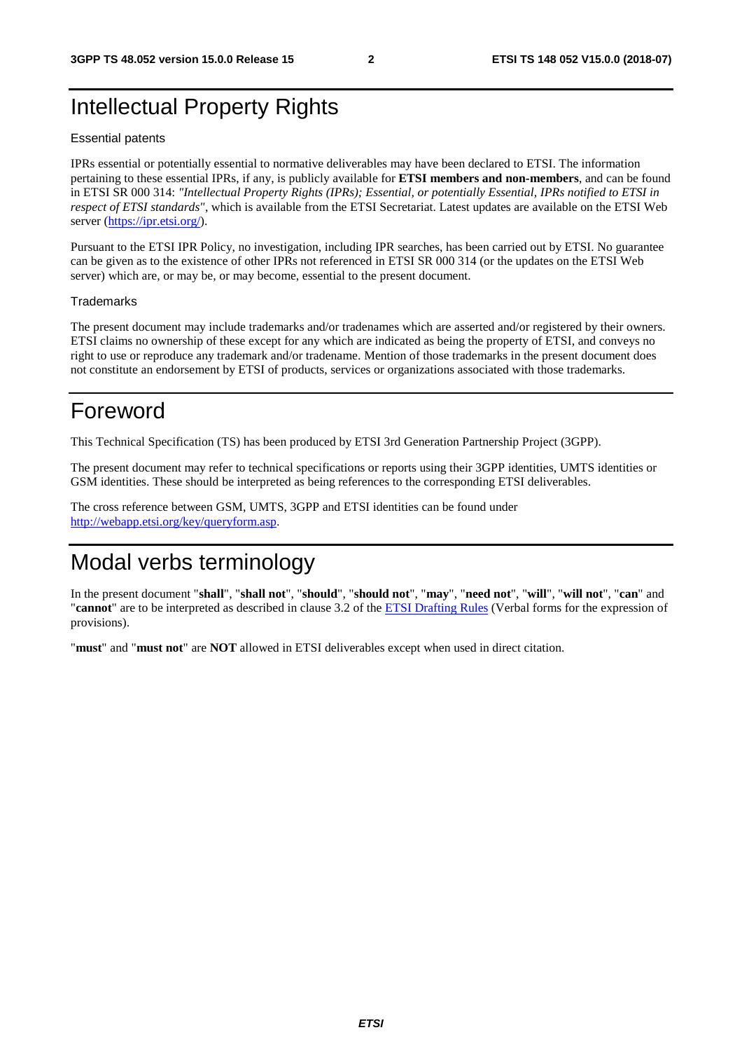# Intellectual Property Rights

Essential patents

IPRs essential or potentially essential to normative deliverables may have been declared to ETSI. The information pertaining to these essential IPRs, if any, is publicly available for **ETSI members and non-members**, and can be found in ETSI SR 000 314: *"Intellectual Property Rights (IPRs); Essential, or potentially Essential, IPRs notified to ETSI in respect of ETSI standards"*, which is available from the ETSI Secretariat. Latest updates are available on the ETSI Web server (https://ipr.etsi.org/).

Pursuant to the ETSI IPR Policy, no investigation, including IPR searches, has been carried out by ETSI. No guarantee can be given as to the existence of other IPRs not referenced in ETSI SR 000 314 (or the updates on the ETSI Web server) which are, or may be, or may become, essential to the present document.

Trademarks

The present document may include trademarks and/or tradenames which are asserted and/or registered by their owners. ETSI claims no ownership of these except for any which are indicated as being the property of ETSI, and conveys no right to use or reproduce any trademark and/or tradename. Mention of those trademarks in the present document does not constitute an endorsement by ETSI of products, services or organizations associated with those trademarks.

# Foreword

This Technical Specification (TS) has been produced by ETSI 3rd Generation Partnership Project (3GPP).

The present document may refer to technical specifications or reports using their 3GPP identities, UMTS identities or GSM identities. These should be interpreted as being references to the corresponding ETSI deliverables.

The cross reference between GSM, UMTS, 3GPP and ETSI identities can be found under http://webapp.etsi.org/key/queryform.asp.

# Modal verbs terminology

In the present document "**shall**", "**shall not**", "**should**", "**should not**", "**may**", "**need not**", "**will**", "**will not**", "**can**" and "**cannot**" are to be interpreted as described in clause 3.2 of the ETSI Drafting Rules (Verbal forms for the expression of provisions).

"**must**" and "**must not**" are **NOT** allowed in ETSI deliverables except when used in direct citation.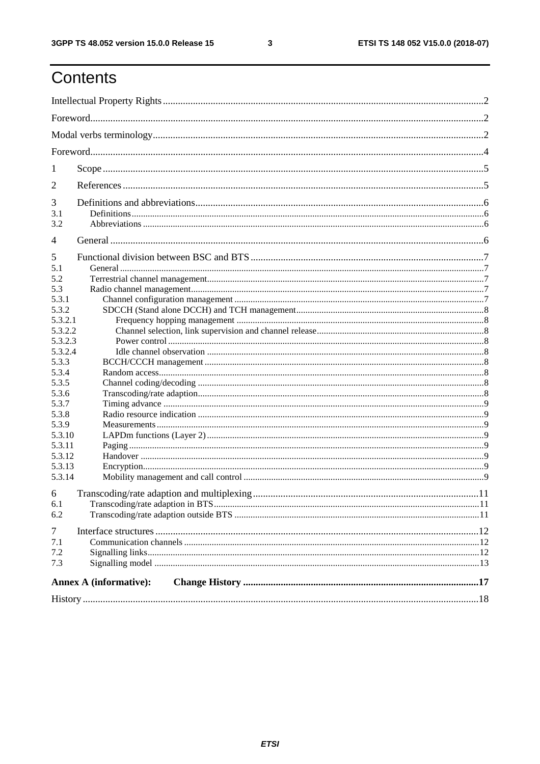# Contents

Intellectual Property Rights ........ 2

Foreword ........ 2

Modal verbs terminology ........ 2

Foreword ........ 4

1 Scope ........ 5

2 References ........ 5

3 Definitions and abbreviations ........ 6
- 3.1 Definitions ........ 6
- 3.2 Abbreviations ........ 6

4 General ........ 6

5 Functional division between BSC and BTS ........ 7
- 5.1 General ........ 7
- 5.2 Terrestrial channel management ........ 7
- 5.3 Radio channel management ........ 7
  - 5.3.1 Channel configuration management ........ 7
  - 5.3.2 SDCCH (Stand alone DCCH) and TCH management ........ 8
    - 5.3.2.1 Frequency hopping management ........ 8
    - 5.3.2.2 Channel selection, link supervision and channel release ........ 8
    - 5.3.2.3 Power control ........ 8
    - 5.3.2.4 Idle channel observation ........ 8
  - 5.3.3 BCCH/CCCH management ........ 8
  - 5.3.4 Random access ........ 8
  - 5.3.5 Channel coding/decoding ........ 8
  - 5.3.6 Transcoding/rate adaption ........ 8
  - 5.3.7 Timing advance ........ 9
  - 5.3.8 Radio resource indication ........ 9
  - 5.3.9 Measurements ........ 9
  - 5.3.10 LAPDm functions (Layer 2) ........ 9
  - 5.3.11 Paging ........ 9
  - 5.3.12 Handover ........ 9
  - 5.3.13 Encryption ........ 9
  - 5.3.14 Mobility management and call control ........ 9

6 Transcoding/rate adaption and multiplexing ........ 11
- 6.1 Transcoding/rate adaption in BTS ........ 11
- 6.2 Transcoding/rate adaption outside BTS ........ 11

7 Interface structures ........ 12
- 7.1 Communication channels ........ 12
- 7.2 Signalling links ........ 12
- 7.3 Signalling model ........ 13

**Annex A (informative): Change History ........ 17**

History ........ 18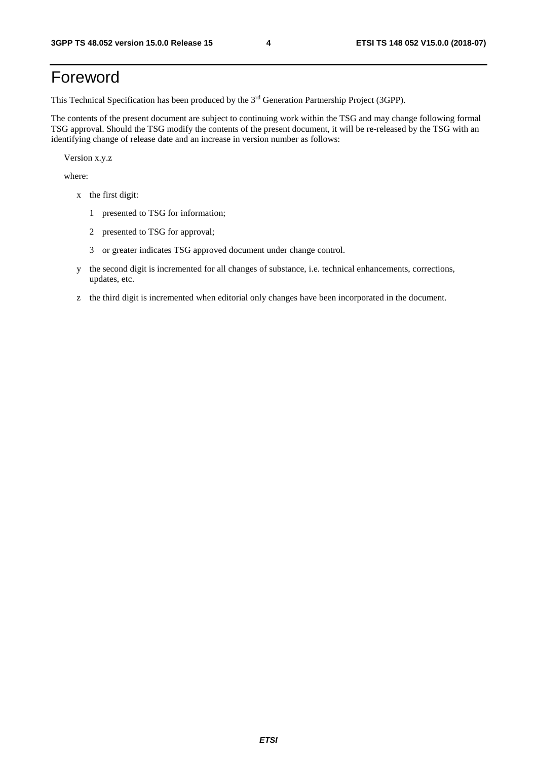# Foreword

This Technical Specification has been produced by the 3rd Generation Partnership Project (3GPP).

The contents of the present document are subject to continuing work within the TSG and may change following formal TSG approval. Should the TSG modify the contents of the present document, it will be re-released by the TSG with an identifying change of release date and an increase in version number as follows:

Version x.y.z

where:

- x the first digit:
  - 1 presented to TSG for information;
  - 2 presented to TSG for approval;
  - 3 or greater indicates TSG approved document under change control.
- y the second digit is incremented for all changes of substance, i.e. technical enhancements, corrections, updates, etc.
- z the third digit is incremented when editorial only changes have been incorporated in the document.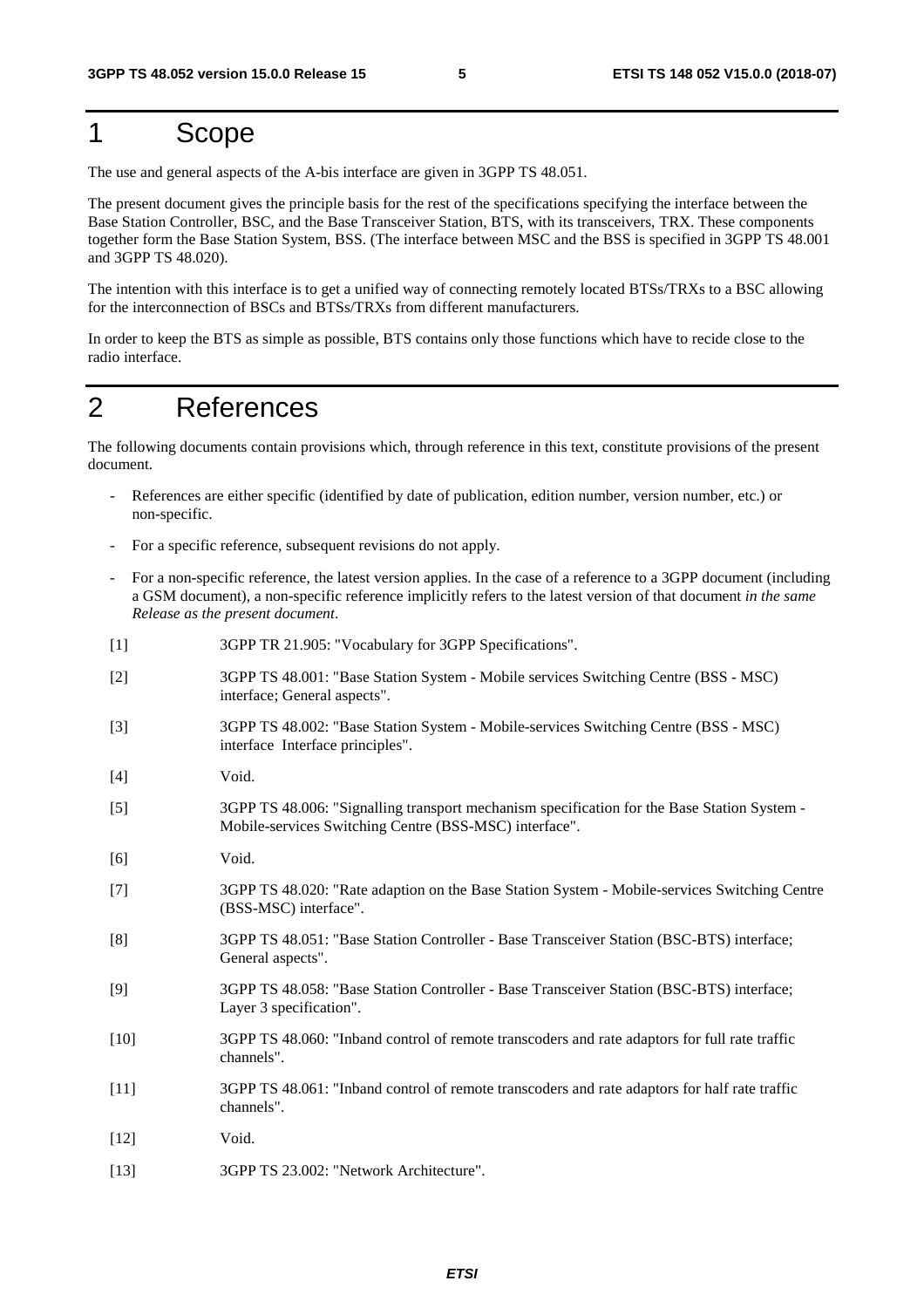# 1 Scope

The use and general aspects of the A-bis interface are given in 3GPP TS 48.051.

The present document gives the principle basis for the rest of the specifications specifying the interface between the Base Station Controller, BSC, and the Base Transceiver Station, BTS, with its transceivers, TRX. These components together form the Base Station System, BSS. (The interface between MSC and the BSS is specified in 3GPP TS 48.001 and 3GPP TS 48.020).

The intention with this interface is to get a unified way of connecting remotely located BTSs/TRXs to a BSC allowing for the interconnection of BSCs and BTSs/TRXs from different manufacturers.

In order to keep the BTS as simple as possible, BTS contains only those functions which have to recide close to the radio interface.

# 2 References

The following documents contain provisions which, through reference in this text, constitute provisions of the present document.

- References are either specific (identified by date of publication, edition number, version number, etc.) or non-specific.
- For a specific reference, subsequent revisions do not apply.
- For a non-specific reference, the latest version applies. In the case of a reference to a 3GPP document (including a GSM document), a non-specific reference implicitly refers to the latest version of that document *in the same Release as the present document*.

[1] 3GPP TR 21.905: "Vocabulary for 3GPP Specifications".

[2] 3GPP TS 48.001: "Base Station System - Mobile services Switching Centre (BSS - MSC) interface; General aspects".

[3] 3GPP TS 48.002: "Base Station System - Mobile-services Switching Centre (BSS - MSC) interface Interface principles".

[4] Void.

[5] 3GPP TS 48.006: "Signalling transport mechanism specification for the Base Station System - Mobile-services Switching Centre (BSS-MSC) interface".

[6] Void.

[7] 3GPP TS 48.020: "Rate adaption on the Base Station System - Mobile-services Switching Centre (BSS-MSC) interface".

[8] 3GPP TS 48.051: "Base Station Controller - Base Transceiver Station (BSC-BTS) interface; General aspects".

[9] 3GPP TS 48.058: "Base Station Controller - Base Transceiver Station (BSC-BTS) interface; Layer 3 specification".

[10] 3GPP TS 48.060: "Inband control of remote transcoders and rate adaptors for full rate traffic channels".

[11] 3GPP TS 48.061: "Inband control of remote transcoders and rate adaptors for half rate traffic channels".

[12] Void.

[13] 3GPP TS 23.002: "Network Architecture".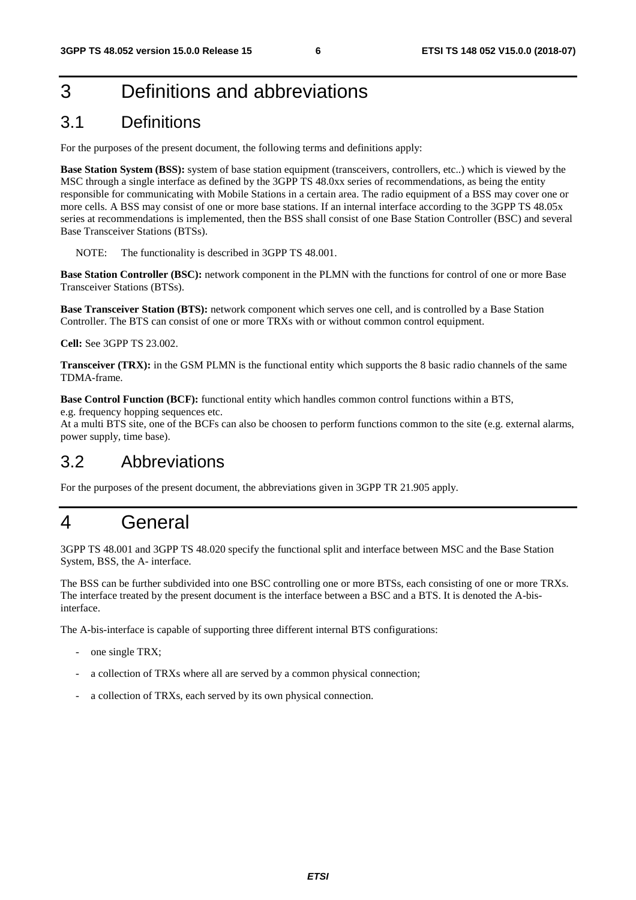# 3 Definitions and abbreviations

## 3.1 Definitions

For the purposes of the present document, the following terms and definitions apply:

**Base Station System (BSS):** system of base station equipment (transceivers, controllers, etc..) which is viewed by the MSC through a single interface as defined by the 3GPP TS 48.0xx series of recommendations, as being the entity responsible for communicating with Mobile Stations in a certain area. The radio equipment of a BSS may cover one or more cells. A BSS may consist of one or more base stations. If an internal interface according to the 3GPP TS 48.05x series at recommendations is implemented, then the BSS shall consist of one Base Station Controller (BSC) and several Base Transceiver Stations (BTSs).

NOTE: The functionality is described in 3GPP TS 48.001.

**Base Station Controller (BSC):** network component in the PLMN with the functions for control of one or more Base Transceiver Stations (BTSs).

**Base Transceiver Station (BTS):** network component which serves one cell, and is controlled by a Base Station Controller. The BTS can consist of one or more TRXs with or without common control equipment.

**Cell:** See 3GPP TS 23.002.

**Transceiver (TRX):** in the GSM PLMN is the functional entity which supports the 8 basic radio channels of the same TDMA-frame.

**Base Control Function (BCF):** functional entity which handles common control functions within a BTS, e.g. frequency hopping sequences etc.
At a multi BTS site, one of the BCFs can also be choosen to perform functions common to the site (e.g. external alarms, power supply, time base).

## 3.2 Abbreviations

For the purposes of the present document, the abbreviations given in 3GPP TR 21.905 apply.

# 4 General

3GPP TS 48.001 and 3GPP TS 48.020 specify the functional split and interface between MSC and the Base Station System, BSS, the A- interface.

The BSS can be further subdivided into one BSC controlling one or more BTSs, each consisting of one or more TRXs. The interface treated by the present document is the interface between a BSC and a BTS. It is denoted the A-bis-interface.

The A-bis-interface is capable of supporting three different internal BTS configurations:

- one single TRX;
- a collection of TRXs where all are served by a common physical connection;
- a collection of TRXs, each served by its own physical connection.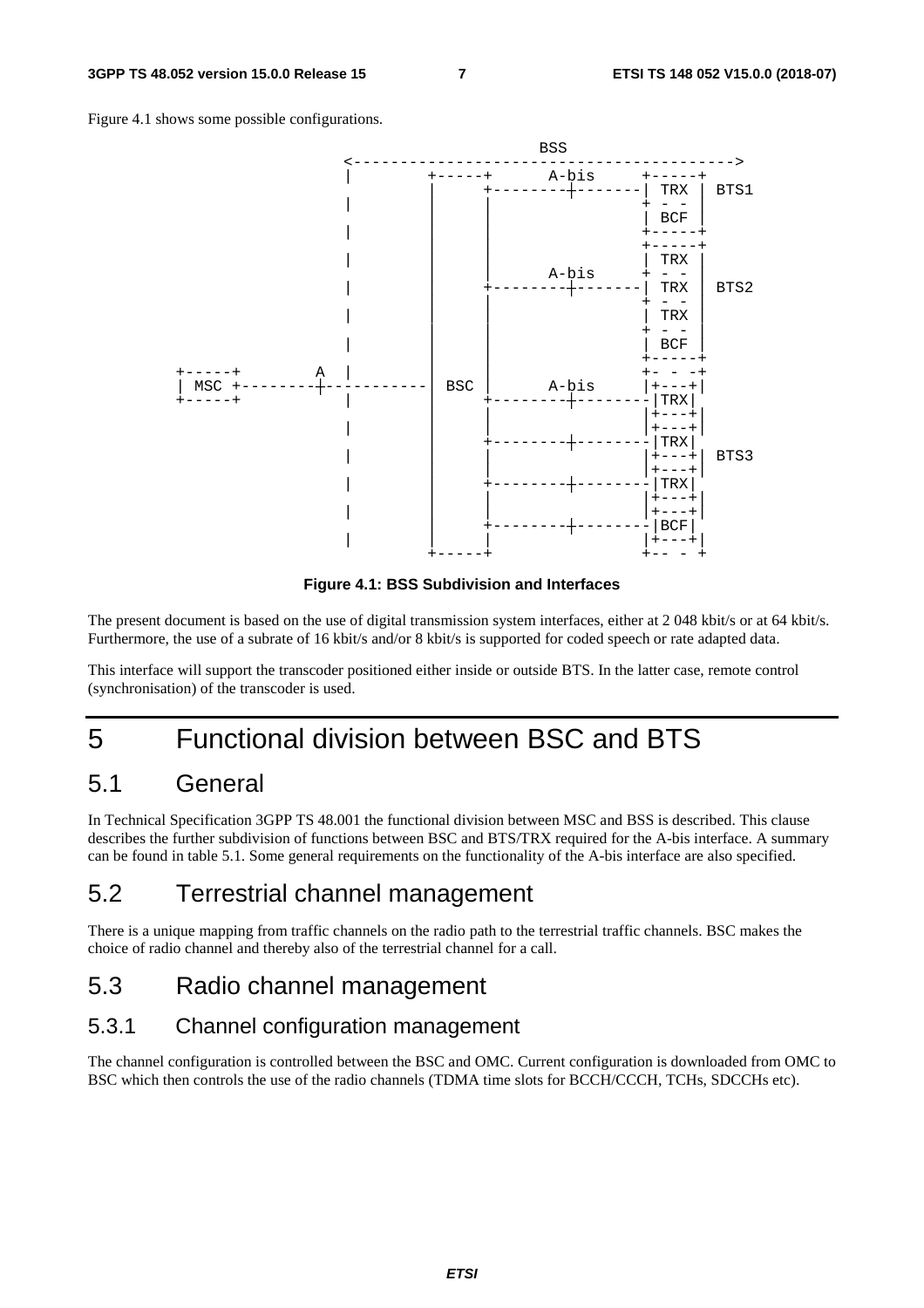Figure 4.1 shows some possible configurations.

```
                             BSS
          <------------------------------------------>
          |        +-----+     A-bis     +-----+
          |        |     +-------+-------| TRX |  BTS1
          |        |     |               + - - |
          |        |     |               | BCF |
          |        |     |               +-----+
          |        |     |               +-----+
          |        |     |               | TRX |
          |        |     |     A-bis     + - - |
          |        |     +-------+-------| TRX |  BTS2
          |        |     |               + - - |
          |        |     |               | TRX |
          |        |     |               + - - |
          |        |     |               | BCF |
          |        |     |               +-----+
+-----+      A     |     |               +- - -+
| MSC +-----+------| BSC |     A-bis     |+---+|
+-----+     |      |     +-------+-------|TRX|
          |        |     |               |+---+|
          |        |     |               |+---+|
          |        |     +-------+-------|TRX|
          |        |     |               |+---+|  BTS3
          |        |     |               |+---+|
          |        |     +-------+-------|TRX|
          |        |     |               |+---+|
          |        |     |               |+---+|
          |        |     +-------+-------|BCF|
          |        |     |               |+---+|
          |        +-----+               +-- - +
```

**Figure 4.1: BSS Subdivision and Interfaces**

The present document is based on the use of digital transmission system interfaces, either at 2 048 kbit/s or at 64 kbit/s. Furthermore, the use of a subrate of 16 kbit/s and/or 8 kbit/s is supported for coded speech or rate adapted data.

This interface will support the transcoder positioned either inside or outside BTS. In the latter case, remote control (synchronisation) of the transcoder is used.

# 5 Functional division between BSC and BTS

## 5.1 General

In Technical Specification 3GPP TS 48.001 the functional division between MSC and BSS is described. This clause describes the further subdivision of functions between BSC and BTS/TRX required for the A-bis interface. A summary can be found in table 5.1. Some general requirements on the functionality of the A-bis interface are also specified.

## 5.2 Terrestrial channel management

There is a unique mapping from traffic channels on the radio path to the terrestrial traffic channels. BSC makes the choice of radio channel and thereby also of the terrestrial channel for a call.

## 5.3 Radio channel management

### 5.3.1 Channel configuration management

The channel configuration is controlled between the BSC and OMC. Current configuration is downloaded from OMC to BSC which then controls the use of the radio channels (TDMA time slots for BCCH/CCCH, TCHs, SDCCHs etc).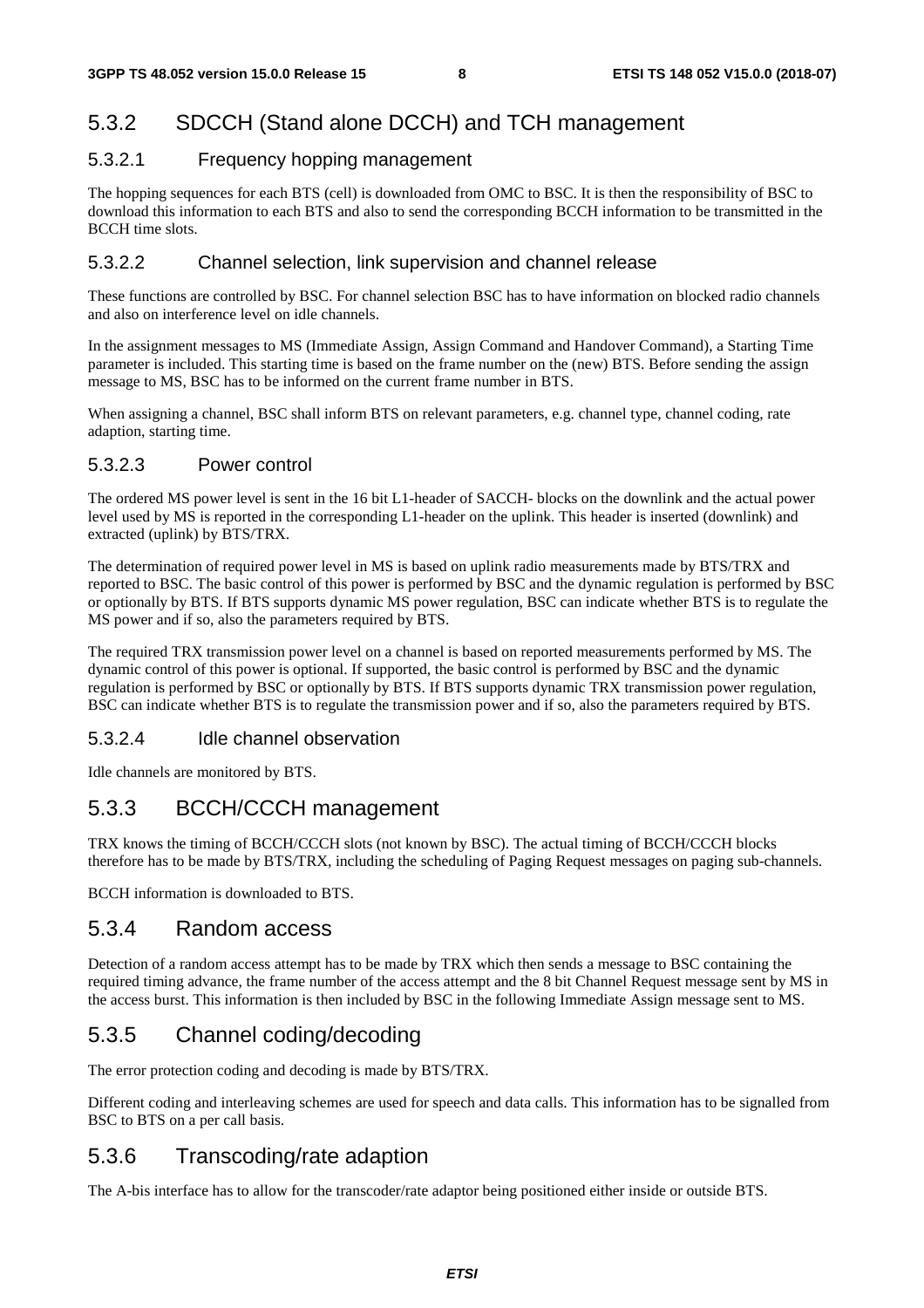## 5.3.2 SDCCH (Stand alone DCCH) and TCH management

### 5.3.2.1 Frequency hopping management

The hopping sequences for each BTS (cell) is downloaded from OMC to BSC. It is then the responsibility of BSC to download this information to each BTS and also to send the corresponding BCCH information to be transmitted in the BCCH time slots.

### 5.3.2.2 Channel selection, link supervision and channel release

These functions are controlled by BSC. For channel selection BSC has to have information on blocked radio channels and also on interference level on idle channels.

In the assignment messages to MS (Immediate Assign, Assign Command and Handover Command), a Starting Time parameter is included. This starting time is based on the frame number on the (new) BTS. Before sending the assign message to MS, BSC has to be informed on the current frame number in BTS.

When assigning a channel, BSC shall inform BTS on relevant parameters, e.g. channel type, channel coding, rate adaption, starting time.

### 5.3.2.3 Power control

The ordered MS power level is sent in the 16 bit L1-header of SACCH- blocks on the downlink and the actual power level used by MS is reported in the corresponding L1-header on the uplink. This header is inserted (downlink) and extracted (uplink) by BTS/TRX.

The determination of required power level in MS is based on uplink radio measurements made by BTS/TRX and reported to BSC. The basic control of this power is performed by BSC and the dynamic regulation is performed by BSC or optionally by BTS. If BTS supports dynamic MS power regulation, BSC can indicate whether BTS is to regulate the MS power and if so, also the parameters required by BTS.

The required TRX transmission power level on a channel is based on reported measurements performed by MS. The dynamic control of this power is optional. If supported, the basic control is performed by BSC and the dynamic regulation is performed by BSC or optionally by BTS. If BTS supports dynamic TRX transmission power regulation, BSC can indicate whether BTS is to regulate the transmission power and if so, also the parameters required by BTS.

### 5.3.2.4 Idle channel observation

Idle channels are monitored by BTS.

## 5.3.3 BCCH/CCCH management

TRX knows the timing of BCCH/CCCH slots (not known by BSC). The actual timing of BCCH/CCCH blocks therefore has to be made by BTS/TRX, including the scheduling of Paging Request messages on paging sub-channels.

BCCH information is downloaded to BTS.

## 5.3.4 Random access

Detection of a random access attempt has to be made by TRX which then sends a message to BSC containing the required timing advance, the frame number of the access attempt and the 8 bit Channel Request message sent by MS in the access burst. This information is then included by BSC in the following Immediate Assign message sent to MS.

## 5.3.5 Channel coding/decoding

The error protection coding and decoding is made by BTS/TRX.

Different coding and interleaving schemes are used for speech and data calls. This information has to be signalled from BSC to BTS on a per call basis.

## 5.3.6 Transcoding/rate adaption

The A-bis interface has to allow for the transcoder/rate adaptor being positioned either inside or outside BTS.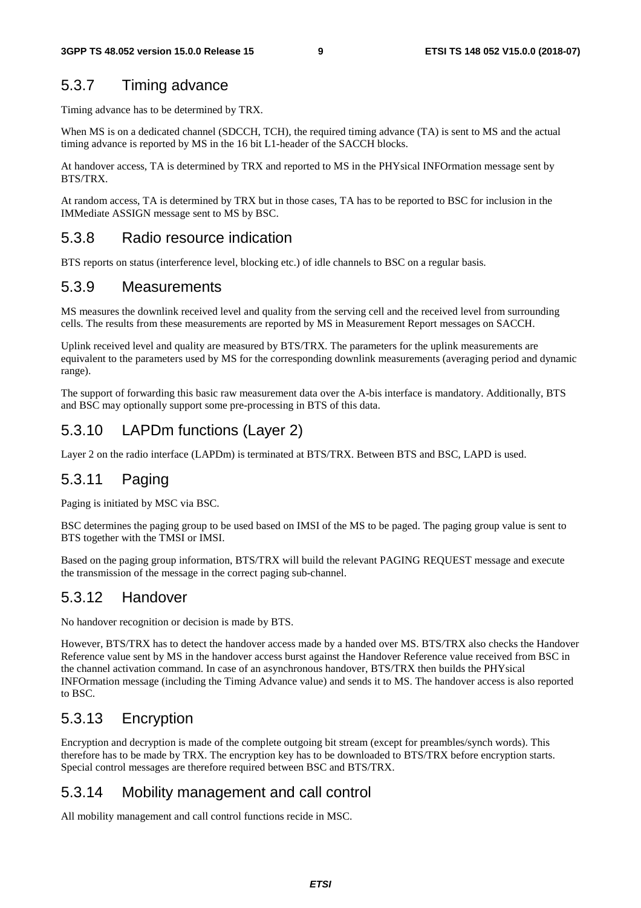### 5.3.7 Timing advance

Timing advance has to be determined by TRX.

When MS is on a dedicated channel (SDCCH, TCH), the required timing advance (TA) is sent to MS and the actual timing advance is reported by MS in the 16 bit L1-header of the SACCH blocks.

At handover access, TA is determined by TRX and reported to MS in the PHYsical INFOrmation message sent by BTS/TRX.

At random access, TA is determined by TRX but in those cases, TA has to be reported to BSC for inclusion in the IMMediate ASSIGN message sent to MS by BSC.

### 5.3.8 Radio resource indication

BTS reports on status (interference level, blocking etc.) of idle channels to BSC on a regular basis.

### 5.3.9 Measurements

MS measures the downlink received level and quality from the serving cell and the received level from surrounding cells. The results from these measurements are reported by MS in Measurement Report messages on SACCH.

Uplink received level and quality are measured by BTS/TRX. The parameters for the uplink measurements are equivalent to the parameters used by MS for the corresponding downlink measurements (averaging period and dynamic range).

The support of forwarding this basic raw measurement data over the A-bis interface is mandatory. Additionally, BTS and BSC may optionally support some pre-processing in BTS of this data.

### 5.3.10 LAPDm functions (Layer 2)

Layer 2 on the radio interface (LAPDm) is terminated at BTS/TRX. Between BTS and BSC, LAPD is used.

### 5.3.11 Paging

Paging is initiated by MSC via BSC.

BSC determines the paging group to be used based on IMSI of the MS to be paged. The paging group value is sent to BTS together with the TMSI or IMSI.

Based on the paging group information, BTS/TRX will build the relevant PAGING REQUEST message and execute the transmission of the message in the correct paging sub-channel.

### 5.3.12 Handover

No handover recognition or decision is made by BTS.

However, BTS/TRX has to detect the handover access made by a handed over MS. BTS/TRX also checks the Handover Reference value sent by MS in the handover access burst against the Handover Reference value received from BSC in the channel activation command. In case of an asynchronous handover, BTS/TRX then builds the PHYsical INFOrmation message (including the Timing Advance value) and sends it to MS. The handover access is also reported to BSC.

### 5.3.13 Encryption

Encryption and decryption is made of the complete outgoing bit stream (except for preambles/synch words). This therefore has to be made by TRX. The encryption key has to be downloaded to BTS/TRX before encryption starts. Special control messages are therefore required between BSC and BTS/TRX.

### 5.3.14 Mobility management and call control

All mobility management and call control functions recide in MSC.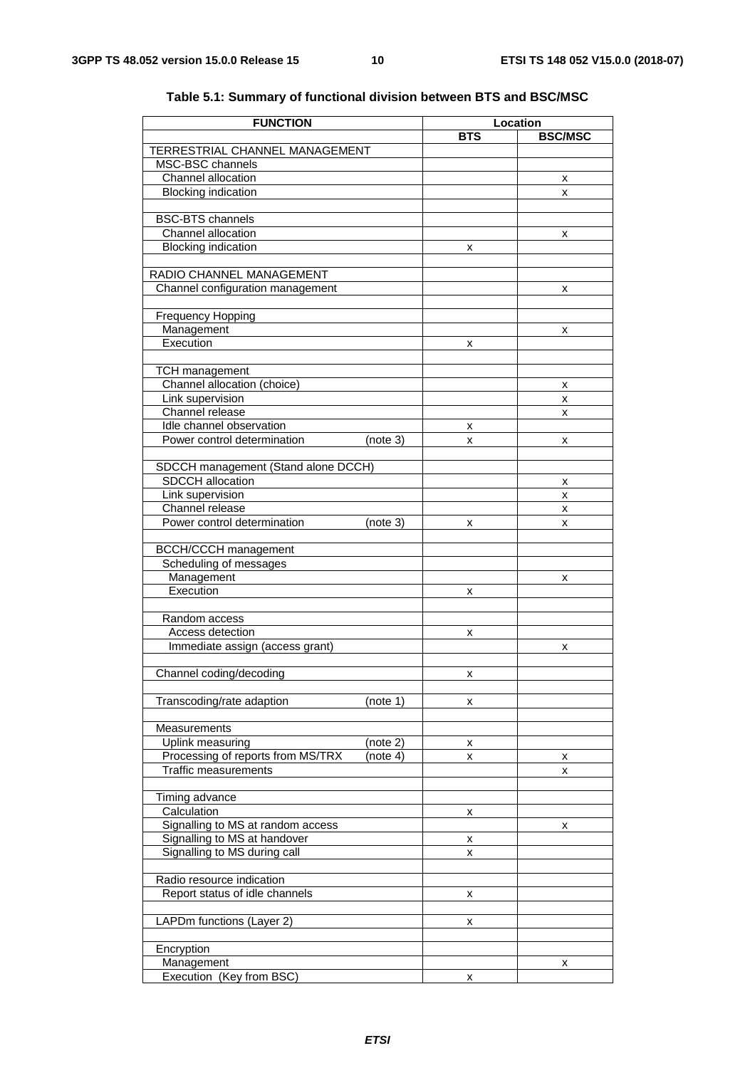**Table 5.1: Summary of functional division between BTS and BSC/MSC**

| FUNCTION | Location | |
|---|---|---|
| | **BTS** | **BSC/MSC** |
| TERRESTRIAL CHANNEL MANAGEMENT | | |
| MSC-BSC channels | | |
| Channel allocation | | x |
| Blocking indication | | x |
| | | |
| BSC-BTS channels | | |
| Channel allocation | | x |
| Blocking indication | x | |
| | | |
| RADIO CHANNEL MANAGEMENT | | |
| Channel configuration management | | x |
| | | |
| Frequency Hopping | | |
| Management | | x |
| Execution | x | |
| | | |
| TCH management | | |
| Channel allocation (choice) | | x |
| Link supervision | | x |
| Channel release | | x |
| Idle channel observation | x | |
| Power control determination (note 3) | x | x |
| | | |
| SDCCH management (Stand alone DCCH) | | |
| SDCCH allocation | | x |
| Link supervision | | x |
| Channel release | | x |
| Power control determination (note 3) | x | x |
| | | |
| BCCH/CCCH management | | |
| Scheduling of messages | | |
| Management | | x |
| Execution | x | |
| | | |
| Random access | | |
| Access detection | x | |
| Immediate assign (access grant) | | x |
| | | |
| Channel coding/decoding | x | |
| | | |
| Transcoding/rate adaption (note 1) | x | |
| | | |
| Measurements | | |
| Uplink measuring (note 2) | x | |
| Processing of reports from MS/TRX (note 4) | x | x |
| Traffic measurements | | x |
| | | |
| Timing advance | | |
| Calculation | x | |
| Signalling to MS at random access | | x |
| Signalling to MS at handover | x | |
| Signalling to MS during call | x | |
| | | |
| Radio resource indication | | |
| Report status of idle channels | x | |
| | | |
| LAPDm functions (Layer 2) | x | |
| | | |
| Encryption | | |
| Management | | x |
| Execution (Key from BSC) | x | |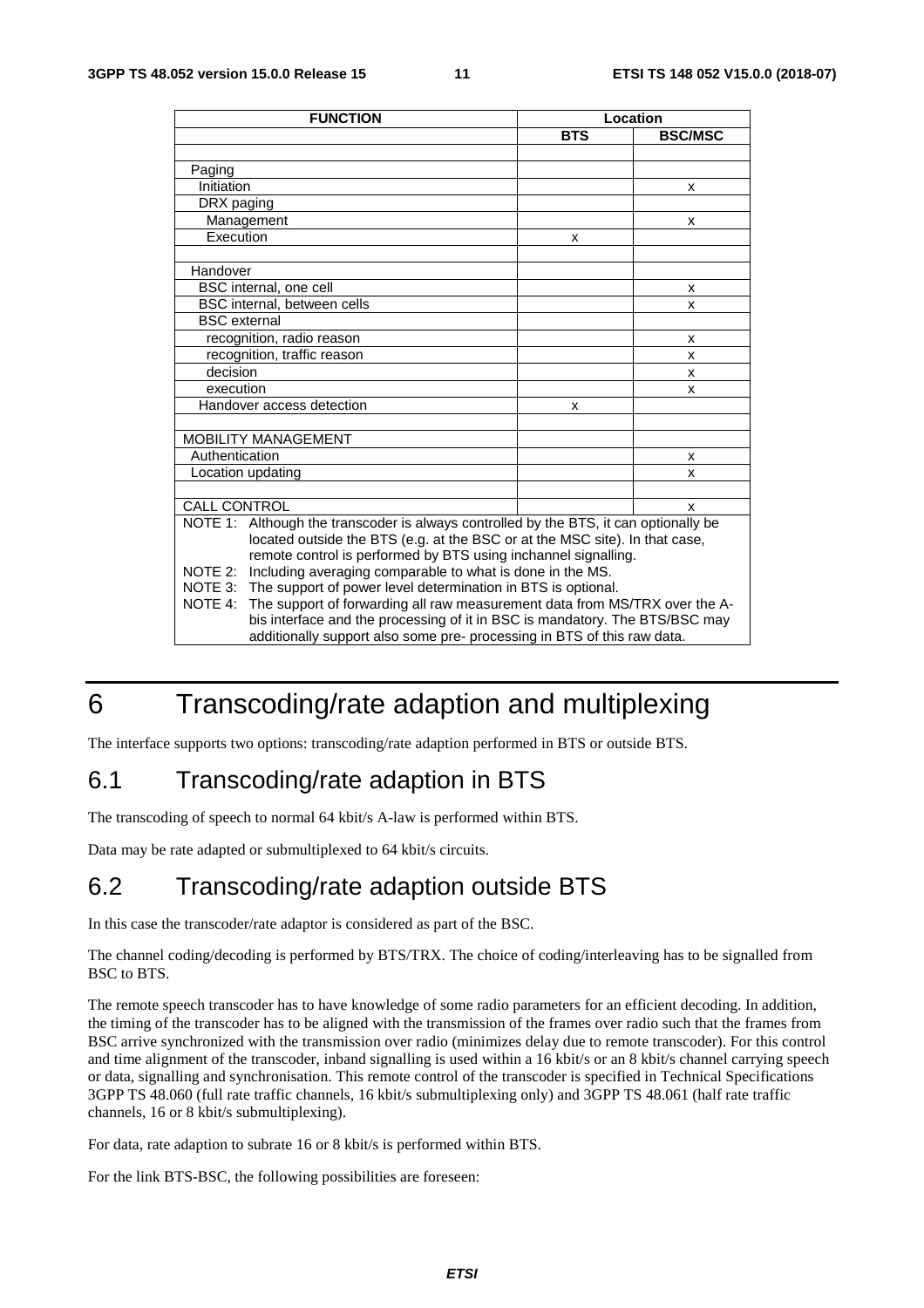| FUNCTION | Location | |
|---|---|---|
| | BTS | BSC/MSC |
| | | |
| Paging | | |
| Initiation | | x |
| DRX paging | | |
| Management | | x |
| Execution | x | |
| | | |
| Handover | | |
| BSC internal, one cell | | x |
| BSC internal, between cells | | x |
| BSC external | | |
| recognition, radio reason | | x |
| recognition, traffic reason | | x |
| decision | | x |
| execution | | x |
| Handover access detection | x | |
| | | |
| MOBILITY MANAGEMENT | | |
| Authentication | | x |
| Location updating | | x |
| | | |
| CALL CONTROL | | x |
| NOTE 1: Although the transcoder is always controlled by the BTS, it can optionally be located outside the BTS (e.g. at the BSC or at the MSC site). In that case, remote control is performed by BTS using inchannel signalling.<br>NOTE 2: Including averaging comparable to what is done in the MS.<br>NOTE 3: The support of power level determination in BTS is optional.<br>NOTE 4: The support of forwarding all raw measurement data from MS/TRX over the A-bis interface and the processing of it in BSC is mandatory. The BTS/BSC may additionally support also some pre- processing in BTS of this raw data. | | |

# 6 Transcoding/rate adaption and multiplexing

The interface supports two options: transcoding/rate adaption performed in BTS or outside BTS.

## 6.1 Transcoding/rate adaption in BTS

The transcoding of speech to normal 64 kbit/s A-law is performed within BTS.

Data may be rate adapted or submultiplexed to 64 kbit/s circuits.

## 6.2 Transcoding/rate adaption outside BTS

In this case the transcoder/rate adaptor is considered as part of the BSC.

The channel coding/decoding is performed by BTS/TRX. The choice of coding/interleaving has to be signalled from BSC to BTS.

The remote speech transcoder has to have knowledge of some radio parameters for an efficient decoding. In addition, the timing of the transcoder has to be aligned with the transmission of the frames over radio such that the frames from BSC arrive synchronized with the transmission over radio (minimizes delay due to remote transcoder). For this control and time alignment of the transcoder, inband signalling is used within a 16 kbit/s or an 8 kbit/s channel carrying speech or data, signalling and synchronisation. This remote control of the transcoder is specified in Technical Specifications 3GPP TS 48.060 (full rate traffic channels, 16 kbit/s submultiplexing only) and 3GPP TS 48.061 (half rate traffic channels, 16 or 8 kbit/s submultiplexing).

For data, rate adaption to subrate 16 or 8 kbit/s is performed within BTS.

For the link BTS-BSC, the following possibilities are foreseen: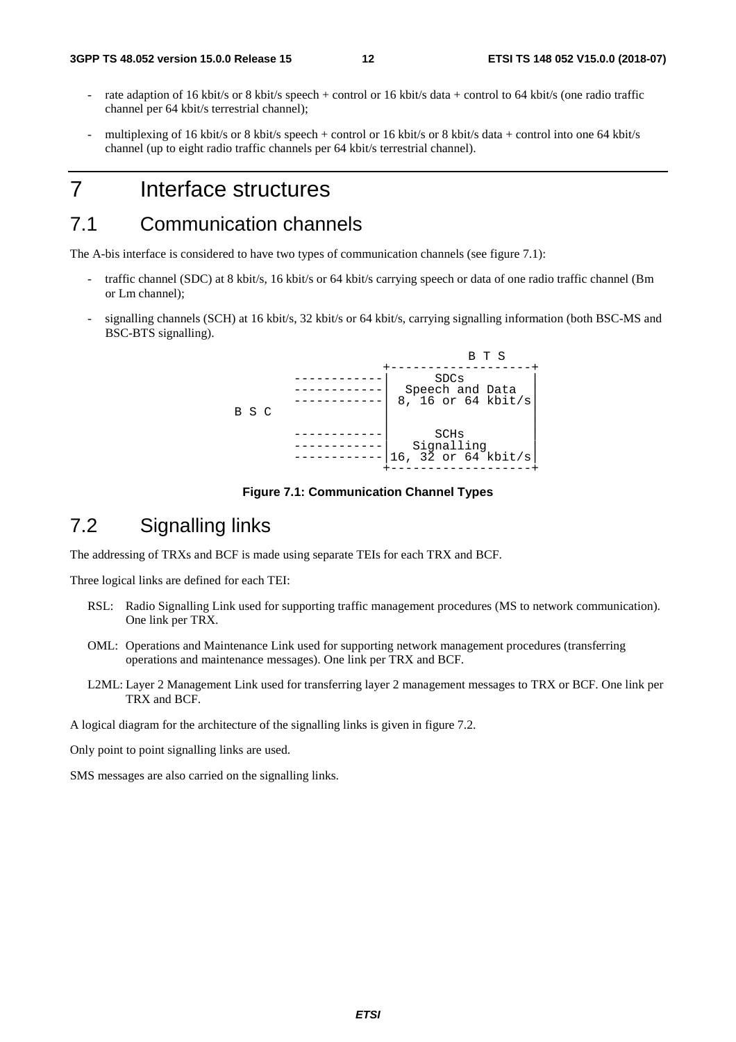- rate adaption of 16 kbit/s or 8 kbit/s speech + control or 16 kbit/s data + control to 64 kbit/s (one radio traffic channel per 64 kbit/s terrestrial channel);
- multiplexing of 16 kbit/s or 8 kbit/s speech + control or 16 kbit/s or 8 kbit/s data + control into one 64 kbit/s channel (up to eight radio traffic channels per 64 kbit/s terrestrial channel).

# 7 Interface structures

## 7.1 Communication channels

The A-bis interface is considered to have two types of communication channels (see figure 7.1):

- traffic channel (SDC) at 8 kbit/s, 16 kbit/s or 64 kbit/s carrying speech or data of one radio traffic channel (Bm or Lm channel);
- signalling channels (SCH) at 16 kbit/s, 32 kbit/s or 64 kbit/s, carrying signalling information (both BSC-MS and BSC-BTS signalling).

```
                                     B T S
                         +-------------------+
            ------------|       SDCs        |
            ------------|  Speech and Data  |
            ------------| 8, 16 or 64 kbit/s|
B S C                   |                   |
                         |                   |
            ------------|       SCHs        |
            ------------|    Signalling     |
            ------------|16, 32 or 64 kbit/s|
                         +-------------------+
```

**Figure 7.1: Communication Channel Types**

## 7.2 Signalling links

The addressing of TRXs and BCF is made using separate TEIs for each TRX and BCF.

Three logical links are defined for each TEI:

RSL: Radio Signalling Link used for supporting traffic management procedures (MS to network communication). One link per TRX.

OML: Operations and Maintenance Link used for supporting network management procedures (transferring operations and maintenance messages). One link per TRX and BCF.

L2ML: Layer 2 Management Link used for transferring layer 2 management messages to TRX or BCF. One link per TRX and BCF.

A logical diagram for the architecture of the signalling links is given in figure 7.2.

Only point to point signalling links are used.

SMS messages are also carried on the signalling links.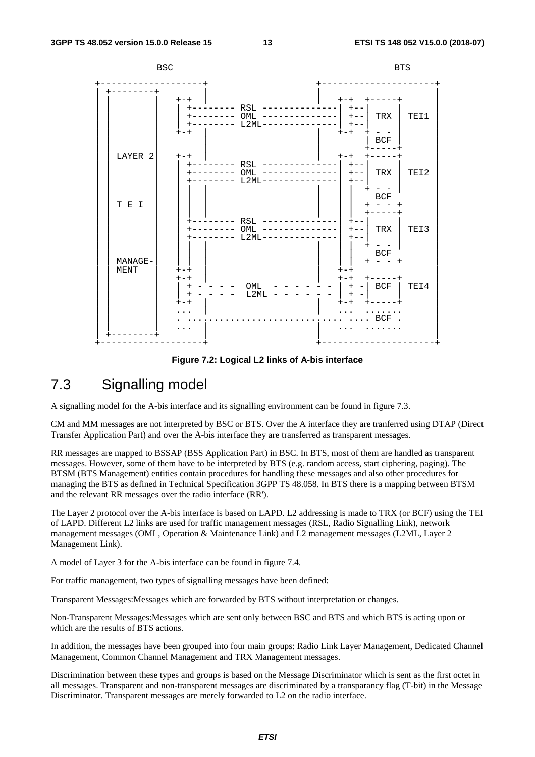```
          BSC                                                BTS

 +--------------------+                       +---------------------+
 | +--------+         |                       |                     |
 | |        |   +-+   |                       |  +-+  +-----+       |
 | |        |   | +-------- RSL --------------|  +--|     |         |
 | |        |   | +-------- OML --------------|  +--| TRX |  TEI1   |
 | |        |   | +-------- L2ML--------------|  +--|     |         |
 | |        |   +-+   |                       |  +-+  + - -         |
 | |        |         |                       |       | BCF |       |
 | |        |         |                       |       +-----+       |
 | | LAYER 2|   +-+   |                       |  +-+  +-----+       |
 | |        |   | +-------- RSL --------------|  +--|     |         |
 | |        |   | +-------- OML --------------|  +--| TRX |  TEI2   |
 | |        |   | +-------- L2ML--------------   +--|     |         |
 | |        |   | |   |                       |  |    + - -         |
 | |        |   | |   |                       |  |      BCF         |
 | | T E I  |   | |   |                       |  |    + - - +       |
 | |        |   | |   |                       |  |    +-----+       |
 | |        |   | +-------- RSL --------------   +--|     |         |
 | |        |   | +-------- OML --------------   +--| TRX |  TEI3   |
 | |        |   | +-------- L2ML--------------   +--|     |         |
 | |        |   | |   |                       |  |    + - -         |
 | |        |   | |   |                       |  |      BCF         |
 | | MANAGE-|   | |   |                       |  |    + - - +       |
 | | MENT   |   +-+   |                       |  +-+                |
 | |        |   +-+   |                       |  +-+  +-----+       |
 | |        |   | + - - - -  OML  - - - - - - |  + -| BCF |  TEI4   |
 | |        |   | + - - - -  L2ML - - - - - - |  + -|     |         |
 | |        |   +-+   |                       |  +-+  +-----+       |
 | |        |   ...   |                       |  ...  .......       |
 | |        |   . .......................... .... BCF .             |
 | |        |   ...   |                       |  ...  .......       |
 | +--------+         |                       |                     |
 +--------------------+                       +---------------------+
```

**Figure 7.2: Logical L2 links of A-bis interface**

## 7.3 Signalling model

A signalling model for the A-bis interface and its signalling environment can be found in figure 7.3.

CM and MM messages are not interpreted by BSC or BTS. Over the A interface they are tranferred using DTAP (Direct Transfer Application Part) and over the A-bis interface they are transferred as transparent messages.

RR messages are mapped to BSSAP (BSS Application Part) in BSC. In BTS, most of them are handled as transparent messages. However, some of them have to be interpreted by BTS (e.g. random access, start ciphering, paging). The BTSM (BTS Management) entities contain procedures for handling these messages and also other procedures for managing the BTS as defined in Technical Specification 3GPP TS 48.058. In BTS there is a mapping between BTSM and the relevant RR messages over the radio interface (RR').

The Layer 2 protocol over the A-bis interface is based on LAPD. L2 addressing is made to TRX (or BCF) using the TEI of LAPD. Different L2 links are used for traffic management messages (RSL, Radio Signalling Link), network management messages (OML, Operation & Maintenance Link) and L2 management messages (L2ML, Layer 2 Management Link).

A model of Layer 3 for the A-bis interface can be found in figure 7.4.

For traffic management, two types of signalling messages have been defined:

Transparent Messages:Messages which are forwarded by BTS without interpretation or changes.

Non-Transparent Messages:Messages which are sent only between BSC and BTS and which BTS is acting upon or which are the results of BTS actions.

In addition, the messages have been grouped into four main groups: Radio Link Layer Management, Dedicated Channel Management, Common Channel Management and TRX Management messages.

Discrimination between these types and groups is based on the Message Discriminator which is sent as the first octet in all messages. Transparent and non-transparent messages are discriminated by a transparancy flag (T-bit) in the Message Discriminator. Transparent messages are merely forwarded to L2 on the radio interface.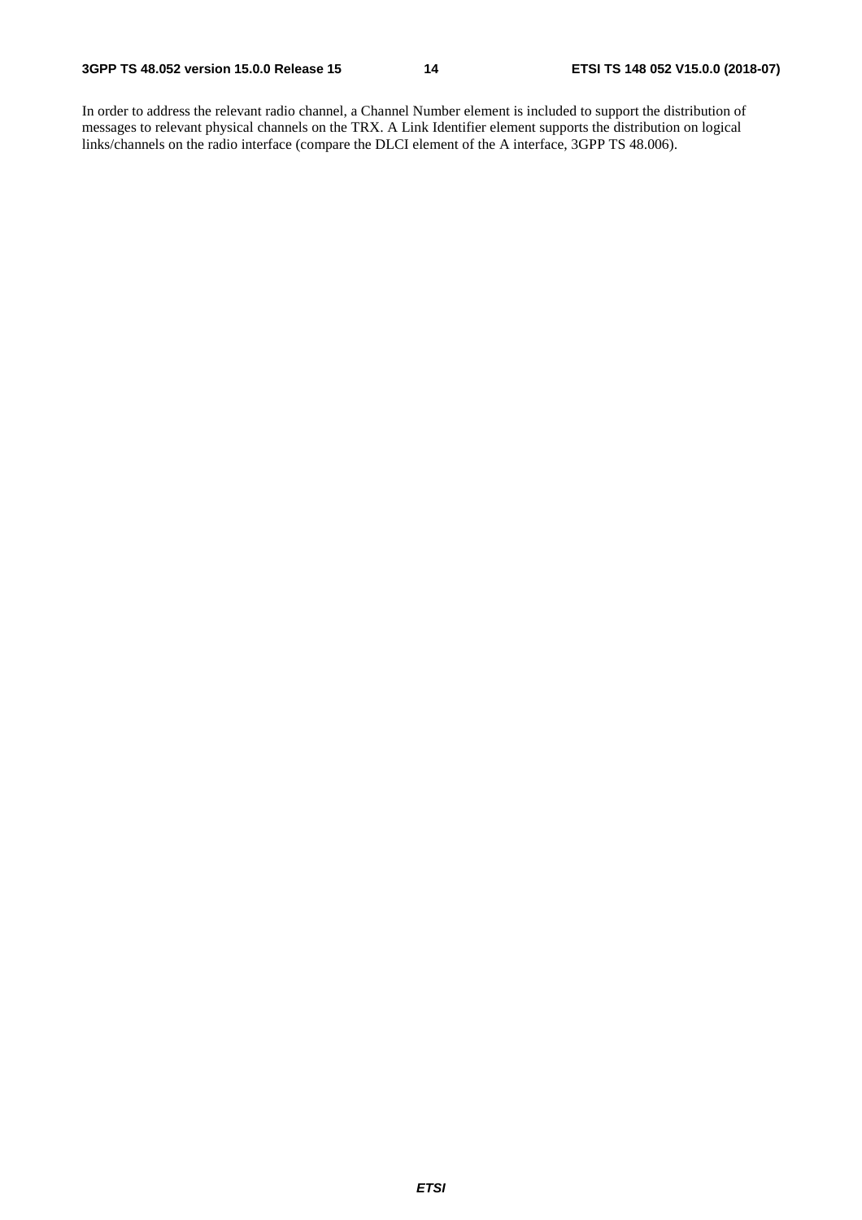In order to address the relevant radio channel, a Channel Number element is included to support the distribution of messages to relevant physical channels on the TRX. A Link Identifier element supports the distribution on logical links/channels on the radio interface (compare the DLCI element of the A interface, 3GPP TS 48.006).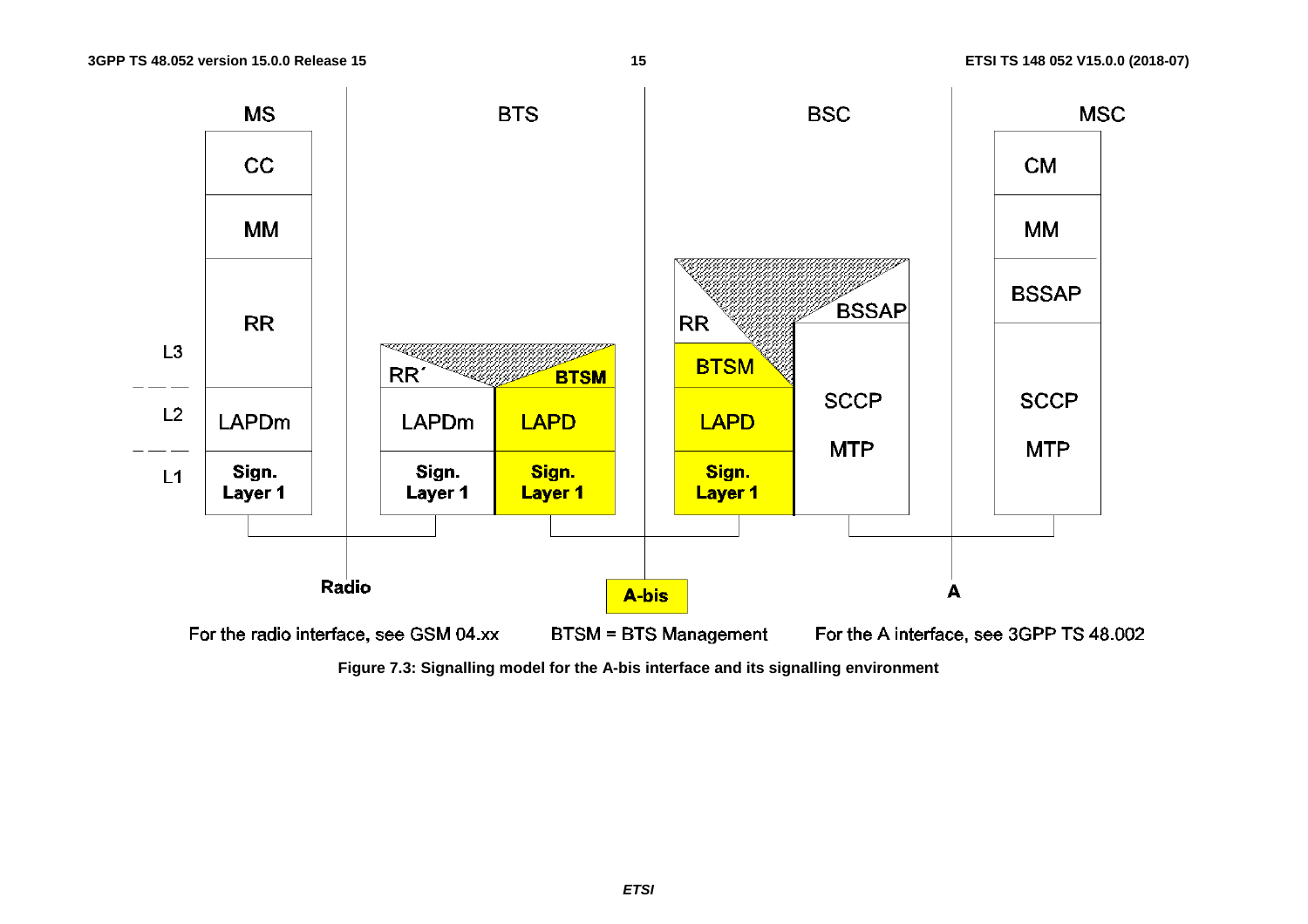For the radio interface, see GSM 04.xx    BTSM = BTS Management    For the A interface, see 3GPP TS 48.002

**Figure 7.3: Signalling model for the A-bis interface and its signalling environment**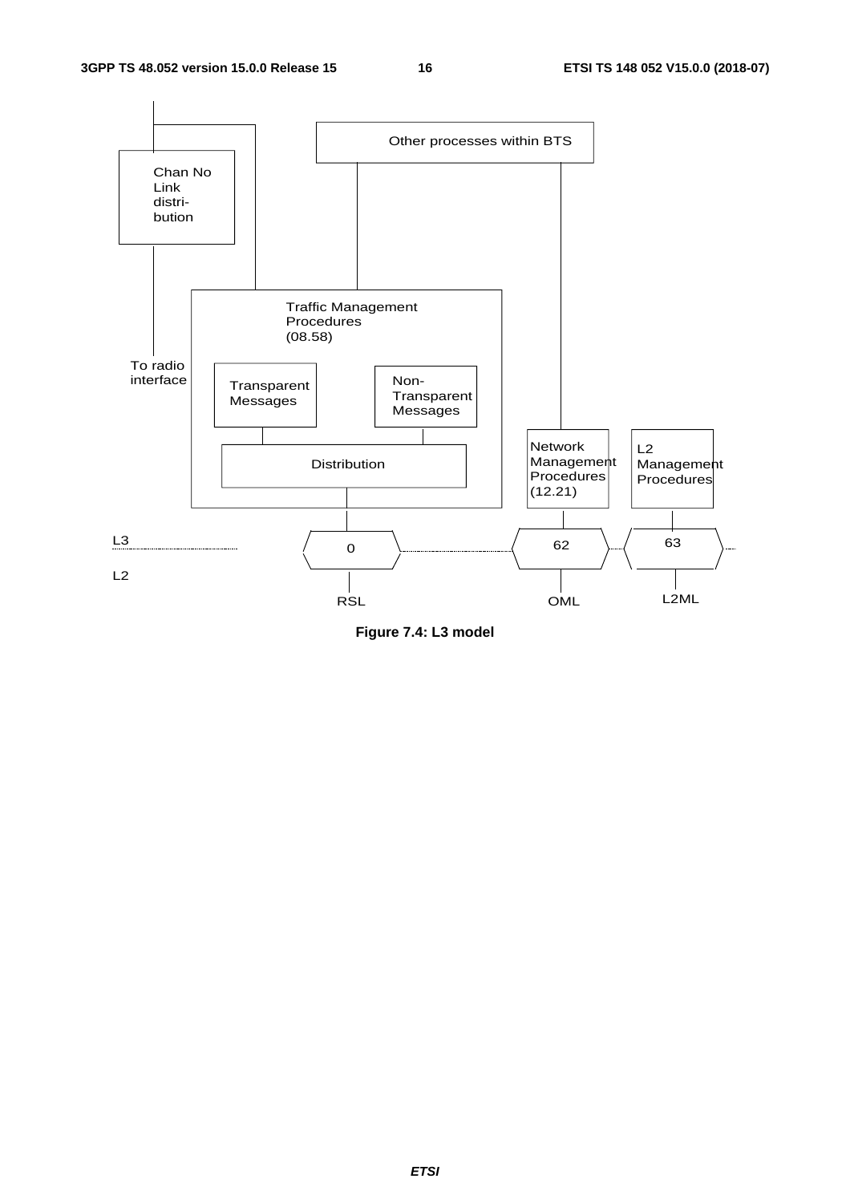Other processes within BTS

Chan No
Link
distri-
bution

Traffic Management
Procedures
(08.58)

To radio
interface

Transparent
Messages

Non-
Transparent
Messages

Distribution

Network
Management
Procedures
(12.21)

L2
Management
Procedures

L3

L2

0

62

63

RSL

OML

L2ML

**Figure 7.4: L3 model**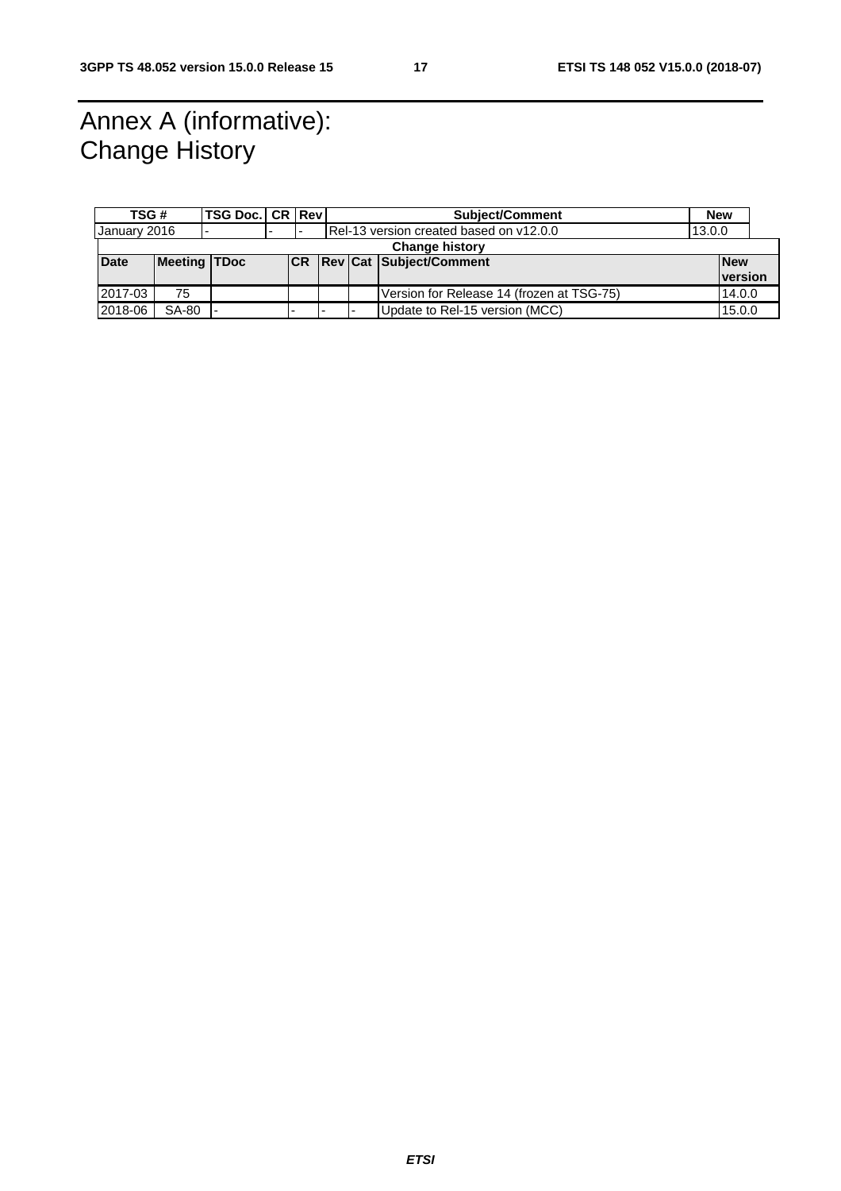# Annex A (informative): Change History

| TSG # | TSG Doc. | CR | Rev | Subject/Comment | New |
|---|---|---|---|---|---|
| January 2016 | - | - | - | Rel-13 version created based on v12.0.0 | 13.0.0 |

| Change history | | | | | | |
|---|---|---|---|---|---|---|
| **Date** | **Meeting** | **TDoc** | **CR** | **Rev** | **Cat** | **Subject/Comment** | **New version** |
| 2017-03 | 75 | | | | | Version for Release 14 (frozen at TSG-75) | 14.0.0 |
| 2018-06 | SA-80 | - | - | - | - | Update to Rel-15 version (MCC) | 15.0.0 |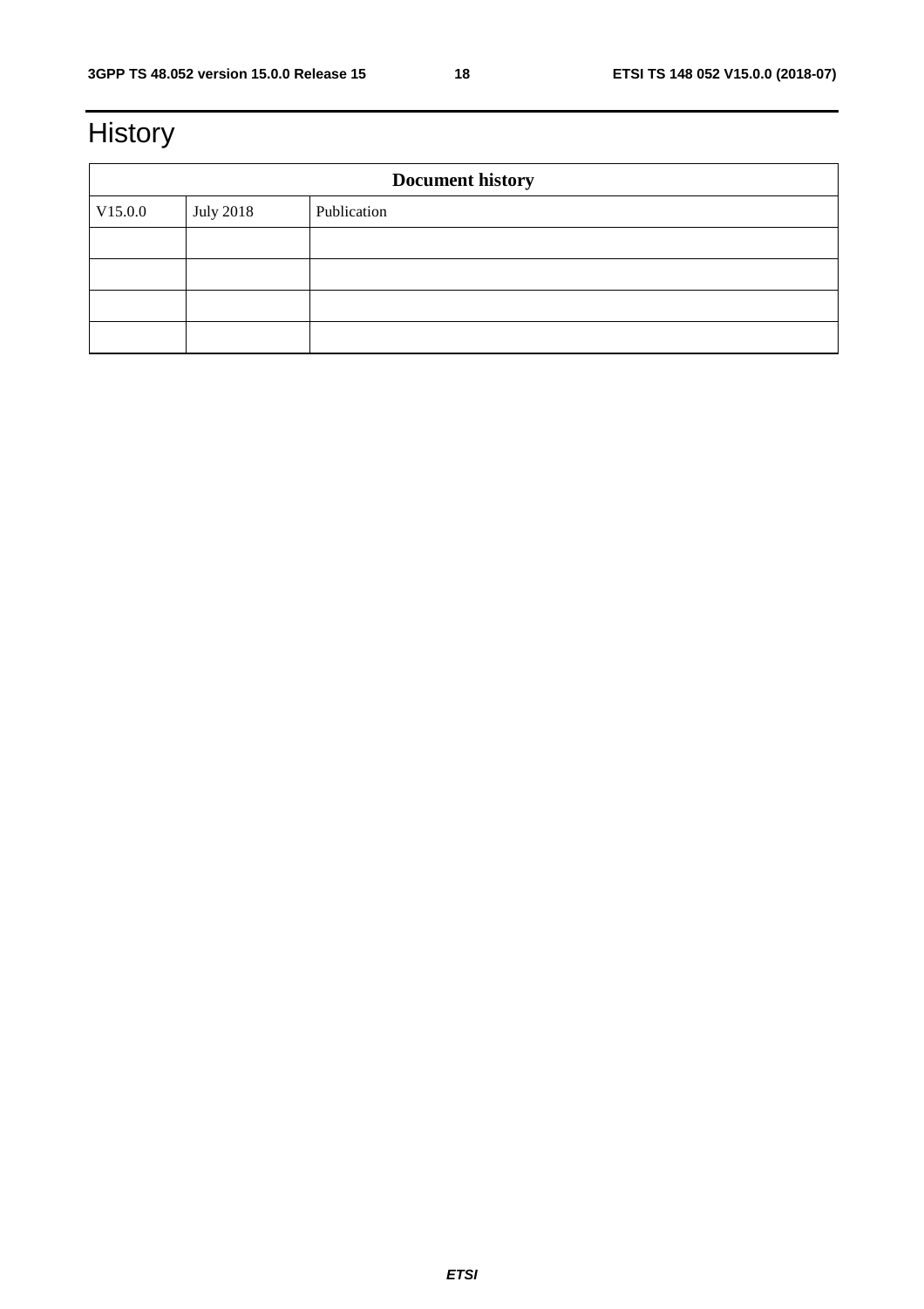# History

| Document history | | |
|---|---|---|
| V15.0.0 | July 2018 | Publication |
| | | |
| | | |
| | | |
| | | |